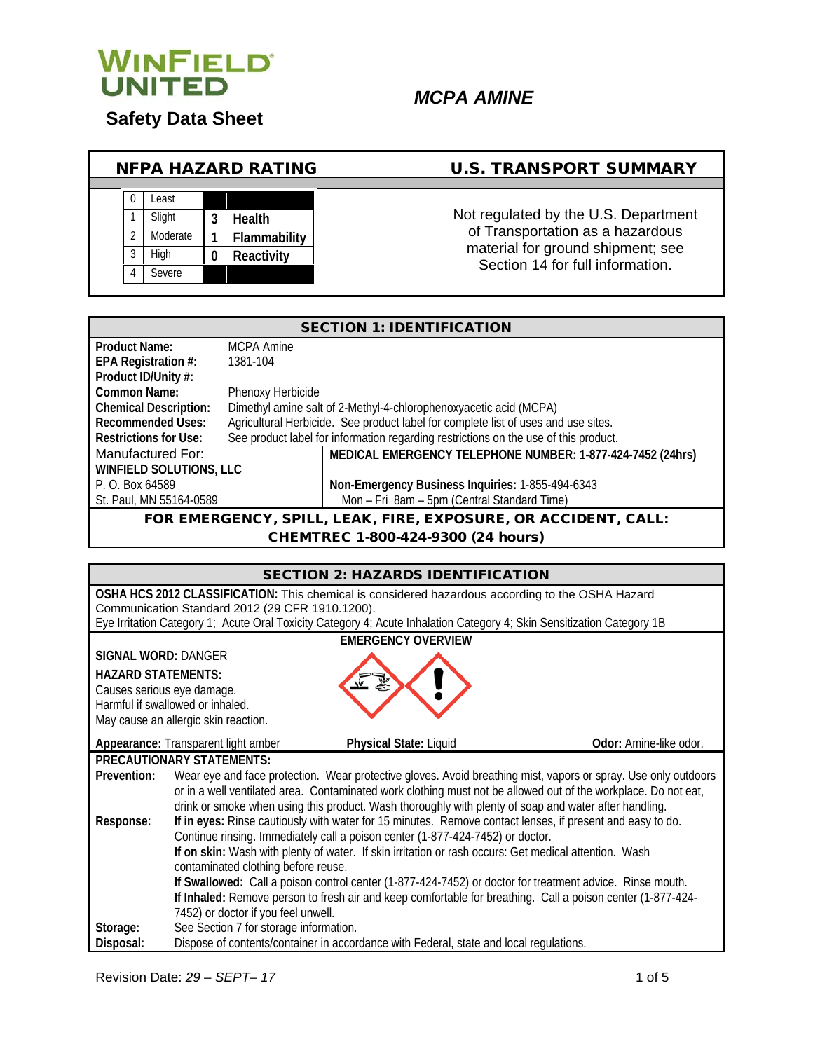# WINFIELD UNITED

## Safety Data Sheet

## *MCPA AMINE*

| NFPA HAZARD RATING | | | |
|---|---|---|---|
| 0 | Least | | |
| 1 | Slight | 3 | Health |
| 2 | Moderate | 1 | Flammability |
| 3 | High | 0 | Reactivity |
| 4 | Severe | | |

**U.S. TRANSPORT SUMMARY**

Not regulated by the U.S. Department of Transportation as a hazardous material for ground shipment; see Section 14 for full information.

## SECTION 1: IDENTIFICATION

**Product Name:** MCPA Amine
**EPA Registration #:** 1381-104
**Product ID/Unity #:**
**Common Name:** Phenoxy Herbicide
**Chemical Description:** Dimethyl amine salt of 2-Methyl-4-chlorophenoxyacetic acid (MCPA)
**Recommended Uses:** Agricultural Herbicide. See product label for complete list of uses and use sites.
**Restrictions for Use:** See product label for information regarding restrictions on the use of this product.

Manufactured For:
**WINFIELD SOLUTIONS, LLC**
P. O. Box 64589
St. Paul, MN 55164-0589

**MEDICAL EMERGENCY TELEPHONE NUMBER: 1-877-424-7452 (24hrs)**

**Non-Emergency Business Inquiries:** 1-855-494-6343
Mon – Fri 8am – 5pm (Central Standard Time)

**FOR EMERGENCY, SPILL, LEAK, FIRE, EXPOSURE, OR ACCIDENT, CALL: CHEMTREC 1-800-424-9300 (24 hours)**

## SECTION 2: HAZARDS IDENTIFICATION

**OSHA HCS 2012 CLASSIFICATION:** This chemical is considered hazardous according to the OSHA Hazard Communication Standard 2012 (29 CFR 1910.1200).
Eye Irritation Category 1; Acute Oral Toxicity Category 4; Acute Inhalation Category 4; Skin Sensitization Category 1B

**EMERGENCY OVERVIEW**

**SIGNAL WORD:** DANGER

**HAZARD STATEMENTS:**
Causes serious eye damage.
Harmful if swallowed or inhaled.
May cause an allergic skin reaction.

**Appearance:** Transparent light amber | **Physical State:** Liquid | **Odor:** Amine-like odor.

**PRECAUTIONARY STATEMENTS:**

**Prevention:** Wear eye and face protection. Wear protective gloves. Avoid breathing mist, vapors or spray. Use only outdoors or in a well ventilated area. Contaminated work clothing must not be allowed out of the workplace. Do not eat, drink or smoke when using this product. Wash thoroughly with plenty of soap and water after handling.

**Response:** **If in eyes:** Rinse cautiously with water for 15 minutes. Remove contact lenses, if present and easy to do. Continue rinsing. Immediately call a poison center (1-877-424-7452) or doctor.
**If on skin:** Wash with plenty of water. If skin irritation or rash occurs: Get medical attention. Wash contaminated clothing before reuse.
**If Swallowed:** Call a poison control center (1-877-424-7452) or doctor for treatment advice. Rinse mouth.
**If Inhaled:** Remove person to fresh air and keep comfortable for breathing. Call a poison center (1-877-424-7452) or doctor if you feel unwell.

**Storage:** See Section 7 for storage information.

**Disposal:** Dispose of contents/container in accordance with Federal, state and local regulations.

Revision Date: *29 – SEPT– 17*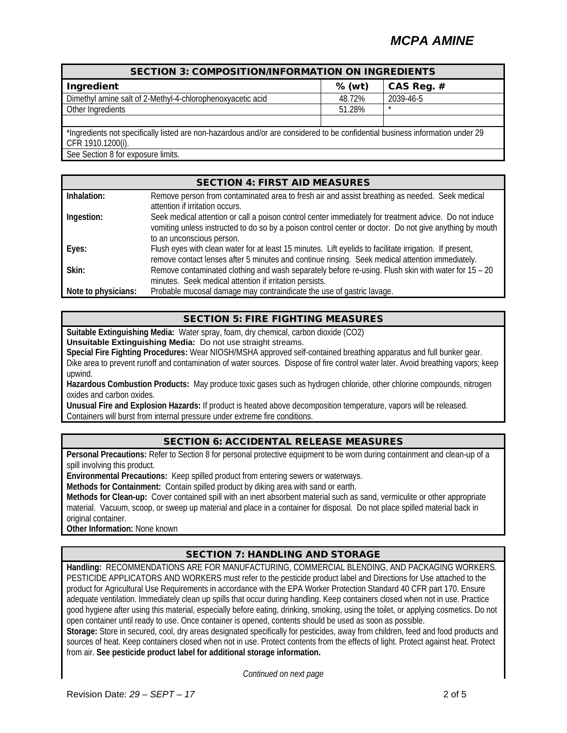## SECTION 3: COMPOSITION/INFORMATION ON INGREDIENTS

| Ingredient | % (wt) | CAS Reg. # |
|---|---|---|
| Dimethyl amine salt of 2-Methyl-4-chlorophenoxyacetic acid | 48.72% | 2039-46-5 |
| Other Ingredients | 51.28% | * |
| | | |

*Ingredients not specifically listed are non-hazardous and/or are considered to be confidential business information under 29 CFR 1910.1200(i).

See Section 8 for exposure limits.

## SECTION 4: FIRST AID MEASURES

| | |
|---|---|
| **Inhalation:** | Remove person from contaminated area to fresh air and assist breathing as needed. Seek medical attention if irritation occurs. |
| **Ingestion:** | Seek medical attention or call a poison control center immediately for treatment advice. Do not induce vomiting unless instructed to do so by a poison control center or doctor. Do not give anything by mouth to an unconscious person. |
| **Eyes:** | Flush eyes with clean water for at least 15 minutes. Lift eyelids to facilitate irrigation. If present, remove contact lenses after 5 minutes and continue rinsing. Seek medical attention immediately. |
| **Skin:** | Remove contaminated clothing and wash separately before re-using. Flush skin with water for 15 – 20 minutes. Seek medical attention if irritation persists. |
| **Note to physicians:** | Probable mucosal damage may contraindicate the use of gastric lavage. |

## SECTION 5: FIRE FIGHTING MEASURES

**Suitable Extinguishing Media:** Water spray, foam, dry chemical, carbon dioxide ($CO_2$)

**Unsuitable Extinguishing Media:** Do not use straight streams.

**Special Fire Fighting Procedures:** Wear NIOSH/MSHA approved self-contained breathing apparatus and full bunker gear. Dike area to prevent runoff and contamination of water sources. Dispose of fire control water later. Avoid breathing vapors; keep upwind.

**Hazardous Combustion Products:** May produce toxic gases such as hydrogen chloride, other chlorine compounds, nitrogen oxides and carbon oxides.

**Unusual Fire and Explosion Hazards:** If product is heated above decomposition temperature, vapors will be released. Containers will burst from internal pressure under extreme fire conditions.

## SECTION 6: ACCIDENTAL RELEASE MEASURES

**Personal Precautions:** Refer to Section 8 for personal protective equipment to be worn during containment and clean-up of a spill involving this product.

**Environmental Precautions:** Keep spilled product from entering sewers or waterways.

**Methods for Containment:** Contain spilled product by diking area with sand or earth.

**Methods for Clean-up:** Cover contained spill with an inert absorbent material such as sand, vermiculite or other appropriate material. Vacuum, scoop, or sweep up material and place in a container for disposal. Do not place spilled material back in original container.

**Other Information:** None known

## SECTION 7: HANDLING AND STORAGE

**Handling:** RECOMMENDATIONS ARE FOR MANUFACTURING, COMMERCIAL BLENDING, AND PACKAGING WORKERS. PESTICIDE APPLICATORS AND WORKERS must refer to the pesticide product label and Directions for Use attached to the product for Agricultural Use Requirements in accordance with the EPA Worker Protection Standard 40 CFR part 170. Ensure adequate ventilation. Immediately clean up spills that occur during handling. Keep containers closed when not in use. Practice good hygiene after using this material, especially before eating, drinking, smoking, using the toilet, or applying cosmetics. Do not open container until ready to use. Once container is opened, contents should be used as soon as possible.

**Storage:** Store in secured, cool, dry areas designated specifically for pesticides, away from children, feed and food products and sources of heat. Keep containers closed when not in use. Protect contents from the effects of light. Protect against heat. Protect from air. **See pesticide product label for additional storage information.**

*Continued on next page*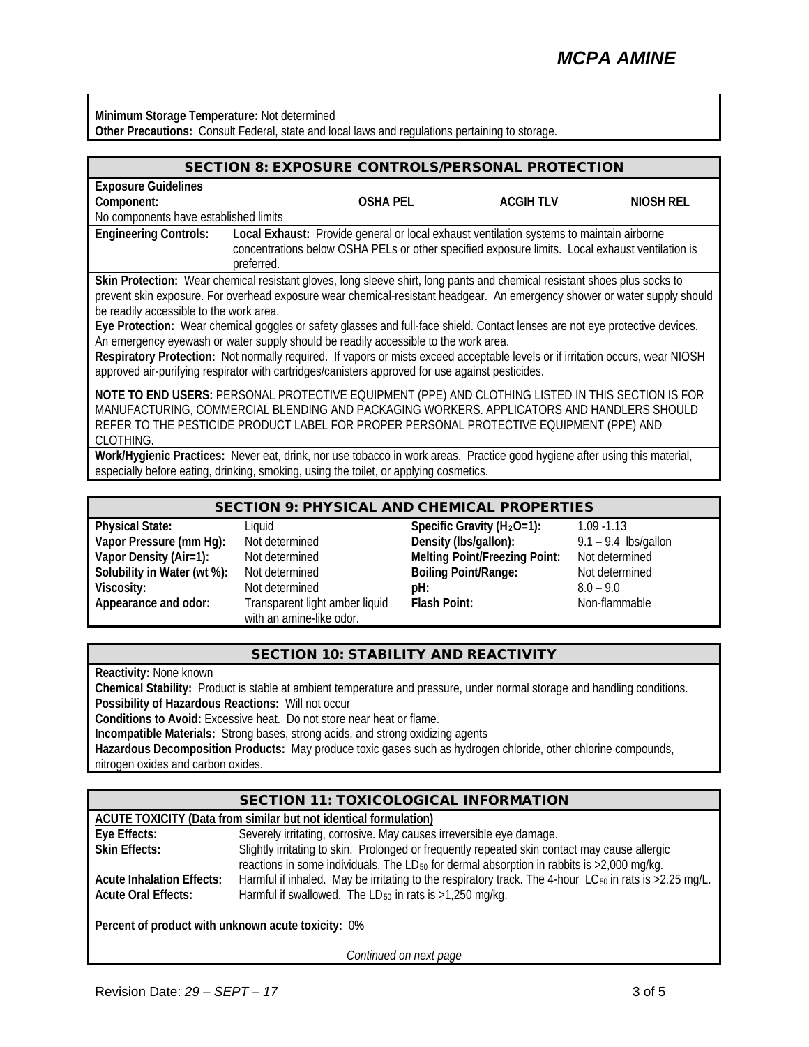**Minimum Storage Temperature:** Not determined
**Other Precautions:** Consult Federal, state and local laws and regulations pertaining to storage.

## SECTION 8: EXPOSURE CONTROLS/PERSONAL PROTECTION

**Exposure Guidelines**

| Component: | OSHA PEL | ACGIH TLV | NIOSH REL |
|---|---|---|---|
| No components have established limits | | | |

**Engineering Controls:** **Local Exhaust:** Provide general or local exhaust ventilation systems to maintain airborne concentrations below OSHA PELs or other specified exposure limits. Local exhaust ventilation is preferred.

**Skin Protection:** Wear chemical resistant gloves, long sleeve shirt, long pants and chemical resistant shoes plus socks to prevent skin exposure. For overhead exposure wear chemical-resistant headgear. An emergency shower or water supply should be readily accessible to the work area.
**Eye Protection:** Wear chemical goggles or safety glasses and full-face shield. Contact lenses are not eye protective devices. An emergency eyewash or water supply should be readily accessible to the work area.
**Respiratory Protection:** Not normally required. If vapors or mists exceed acceptable levels or if irritation occurs, wear NIOSH approved air-purifying respirator with cartridges/canisters approved for use against pesticides.

**NOTE TO END USERS:** PERSONAL PROTECTIVE EQUIPMENT (PPE) AND CLOTHING LISTED IN THIS SECTION IS FOR MANUFACTURING, COMMERCIAL BLENDING AND PACKAGING WORKERS. APPLICATORS AND HANDLERS SHOULD REFER TO THE PESTICIDE PRODUCT LABEL FOR PROPER PERSONAL PROTECTIVE EQUIPMENT (PPE) AND CLOTHING.

**Work/Hygienic Practices:** Never eat, drink, nor use tobacco in work areas. Practice good hygiene after using this material, especially before eating, drinking, smoking, using the toilet, or applying cosmetics.

## SECTION 9: PHYSICAL AND CHEMICAL PROPERTIES

| | | | |
|---|---|---|---|
| **Physical State:** | Liquid | **Specific Gravity ($H_2O$=1):** | 1.09 -1.13 |
| **Vapor Pressure (mm Hg):** | Not determined | **Density (lbs/gallon):** | 9.1 – 9.4 lbs/gallon |
| **Vapor Density (Air=1):** | Not determined | **Melting Point/Freezing Point:** | Not determined |
| **Solubility in Water (wt %):** | Not determined | **Boiling Point/Range:** | Not determined |
| **Viscosity:** | Not determined | **pH:** | 8.0 – 9.0 |
| **Appearance and odor:** | Transparent light amber liquid with an amine-like odor. | **Flash Point:** | Non-flammable |

## SECTION 10: STABILITY AND REACTIVITY

**Reactivity:** None known
**Chemical Stability:** Product is stable at ambient temperature and pressure, under normal storage and handling conditions.
**Possibility of Hazardous Reactions:** Will not occur
**Conditions to Avoid:** Excessive heat. Do not store near heat or flame.
**Incompatible Materials:** Strong bases, strong acids, and strong oxidizing agents
**Hazardous Decomposition Products:** May produce toxic gases such as hydrogen chloride, other chlorine compounds, nitrogen oxides and carbon oxides.

## SECTION 11: TOXICOLOGICAL INFORMATION

**ACUTE TOXICITY (Data from similar but not identical formulation)**

**Eye Effects:** Severely irritating, corrosive. May causes irreversible eye damage.
**Skin Effects:** Slightly irritating to skin. Prolonged or frequently repeated skin contact may cause allergic reactions in some individuals. The $LD_{50}$ for dermal absorption in rabbits is >2,000 mg/kg.
**Acute Inhalation Effects:** Harmful if inhaled. May be irritating to the respiratory track. The 4-hour $LC_{50}$ in rats is >2.25 mg/L.
**Acute Oral Effects:** Harmful if swallowed. The $LD_{50}$ in rats is >1,250 mg/kg.

**Percent of product with unknown acute toxicity:** 0**%**

*Continued on next page*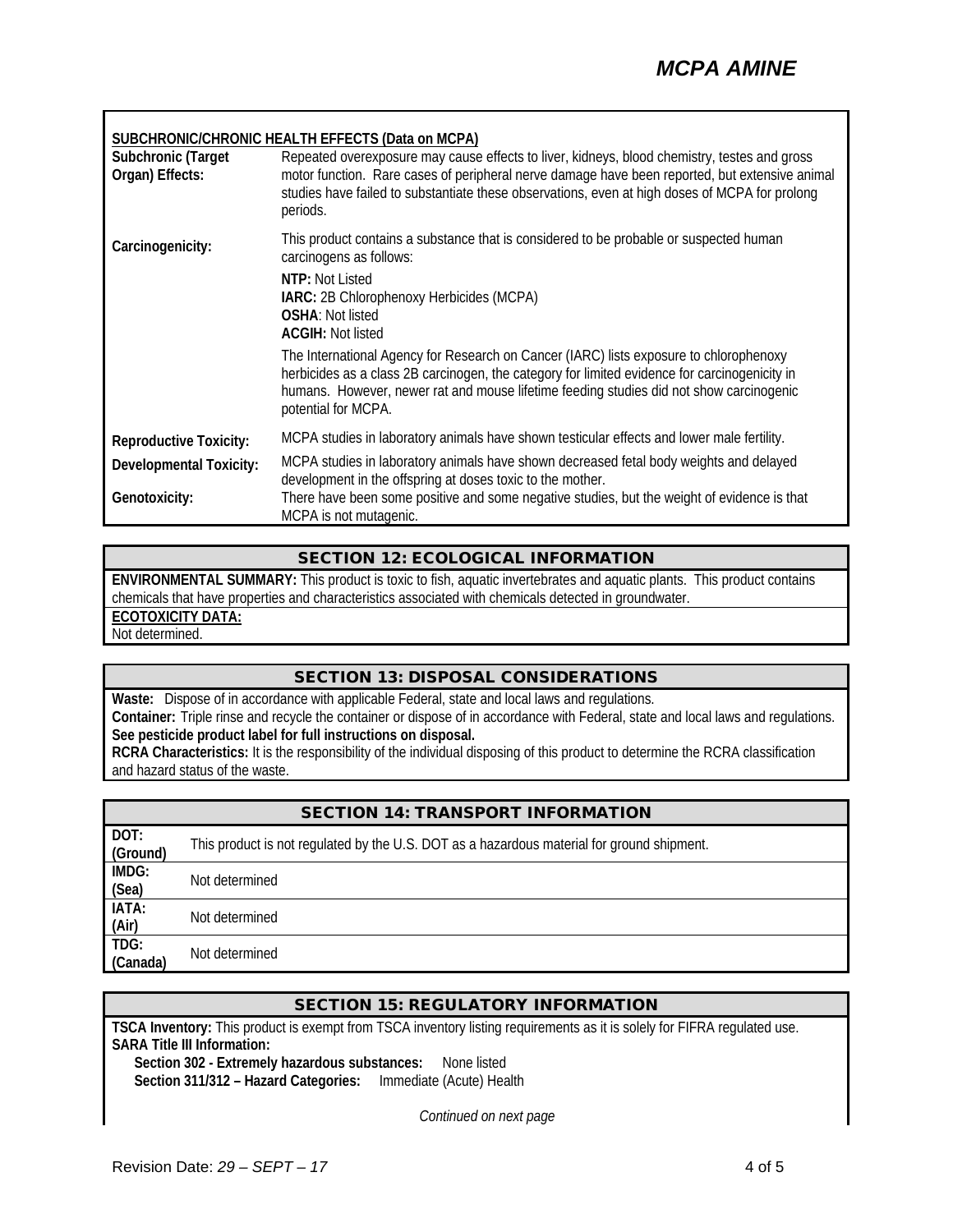**SUBCHRONIC/CHRONIC HEALTH EFFECTS (Data on MCPA)**

| | |
|---|---|
| **Subchronic (Target Organ) Effects:** | Repeated overexposure may cause effects to liver, kidneys, blood chemistry, testes and gross motor function. Rare cases of peripheral nerve damage have been reported, but extensive animal studies have failed to substantiate these observations, even at high doses of MCPA for prolong periods. |
| **Carcinogenicity:** | This product contains a substance that is considered to be probable or suspected human carcinogens as follows:<br>**NTP:** Not Listed<br>**IARC:** 2B Chlorophenoxy Herbicides (MCPA)<br>**OSHA**: Not listed<br>**ACGIH:** Not listed<br>The International Agency for Research on Cancer (IARC) lists exposure to chlorophenoxy herbicides as a class 2B carcinogen, the category for limited evidence for carcinogenicity in humans. However, newer rat and mouse lifetime feeding studies did not show carcinogenic potential for MCPA. |
| **Reproductive Toxicity:** | MCPA studies in laboratory animals have shown testicular effects and lower male fertility. |
| **Developmental Toxicity:** | MCPA studies in laboratory animals have shown decreased fetal body weights and delayed development in the offspring at doses toxic to the mother. |
| **Genotoxicity:** | There have been some positive and some negative studies, but the weight of evidence is that MCPA is not mutagenic. |

## SECTION 12: ECOLOGICAL INFORMATION

**ENVIRONMENTAL SUMMARY:** This product is toxic to fish, aquatic invertebrates and aquatic plants. This product contains chemicals that have properties and characteristics associated with chemicals detected in groundwater.

**ECOTOXICITY DATA:**
Not determined.

## SECTION 13: DISPOSAL CONSIDERATIONS

**Waste:** Dispose of in accordance with applicable Federal, state and local laws and regulations.
**Container:** Triple rinse and recycle the container or dispose of in accordance with Federal, state and local laws and regulations.
**See pesticide product label for full instructions on disposal.**
**RCRA Characteristics:** It is the responsibility of the individual disposing of this product to determine the RCRA classification and hazard status of the waste.

## SECTION 14: TRANSPORT INFORMATION

| | |
|---|---|
| **DOT: (Ground)** | This product is not regulated by the U.S. DOT as a hazardous material for ground shipment. |
| **IMDG: (Sea)** | Not determined |
| **IATA: (Air)** | Not determined |
| **TDG: (Canada)** | Not determined |

## SECTION 15: REGULATORY INFORMATION

**TSCA Inventory:** This product is exempt from TSCA inventory listing requirements as it is solely for FIFRA regulated use.
**SARA Title III Information:**
**Section 302 - Extremely hazardous substances:** None listed
**Section 311/312 – Hazard Categories:** Immediate (Acute) Health

*Continued on next page*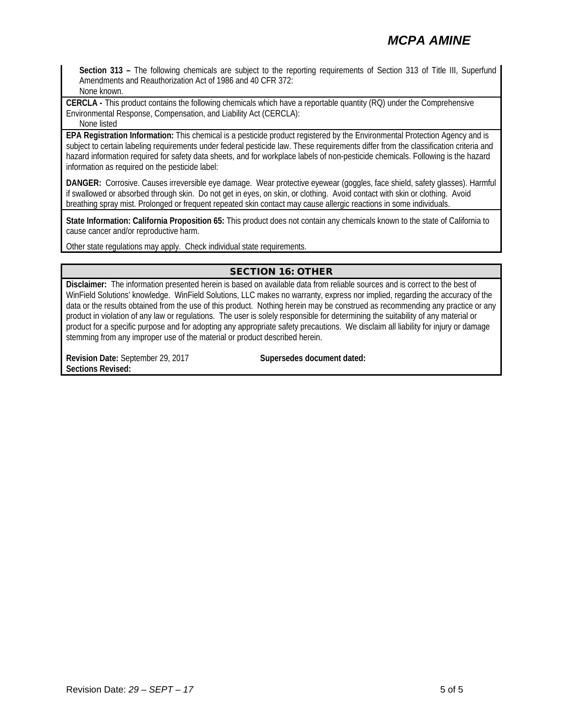**Section 313 –** The following chemicals are subject to the reporting requirements of Section 313 of Title III, Superfund Amendments and Reauthorization Act of 1986 and 40 CFR 372:
None known.

**CERCLA -** This product contains the following chemicals which have a reportable quantity (RQ) under the Comprehensive Environmental Response, Compensation, and Liability Act (CERCLA):
None listed

**EPA Registration Information:** This chemical is a pesticide product registered by the Environmental Protection Agency and is subject to certain labeling requirements under federal pesticide law. These requirements differ from the classification criteria and hazard information required for safety data sheets, and for workplace labels of non-pesticide chemicals. Following is the hazard information as required on the pesticide label:

**DANGER:** Corrosive. Causes irreversible eye damage. Wear protective eyewear (goggles, face shield, safety glasses). Harmful if swallowed or absorbed through skin. Do not get in eyes, on skin, or clothing. Avoid contact with skin or clothing. Avoid breathing spray mist. Prolonged or frequent repeated skin contact may cause allergic reactions in some individuals.

**State Information: California Proposition 65:** This product does not contain any chemicals known to the state of California to cause cancer and/or reproductive harm.

Other state regulations may apply. Check individual state requirements.

## SECTION 16: OTHER

**Disclaimer:** The information presented herein is based on available data from reliable sources and is correct to the best of WinField Solutions' knowledge. WinField Solutions, LLC makes no warranty, express nor implied, regarding the accuracy of the data or the results obtained from the use of this product. Nothing herein may be construed as recommending any practice or any product in violation of any law or regulations. The user is solely responsible for determining the suitability of any material or product for a specific purpose and for adopting any appropriate safety precautions. We disclaim all liability for injury or damage stemming from any improper use of the material or product described herein.

**Revision Date:** September 29, 2017 **Supersedes document dated:**
**Sections Revised:**